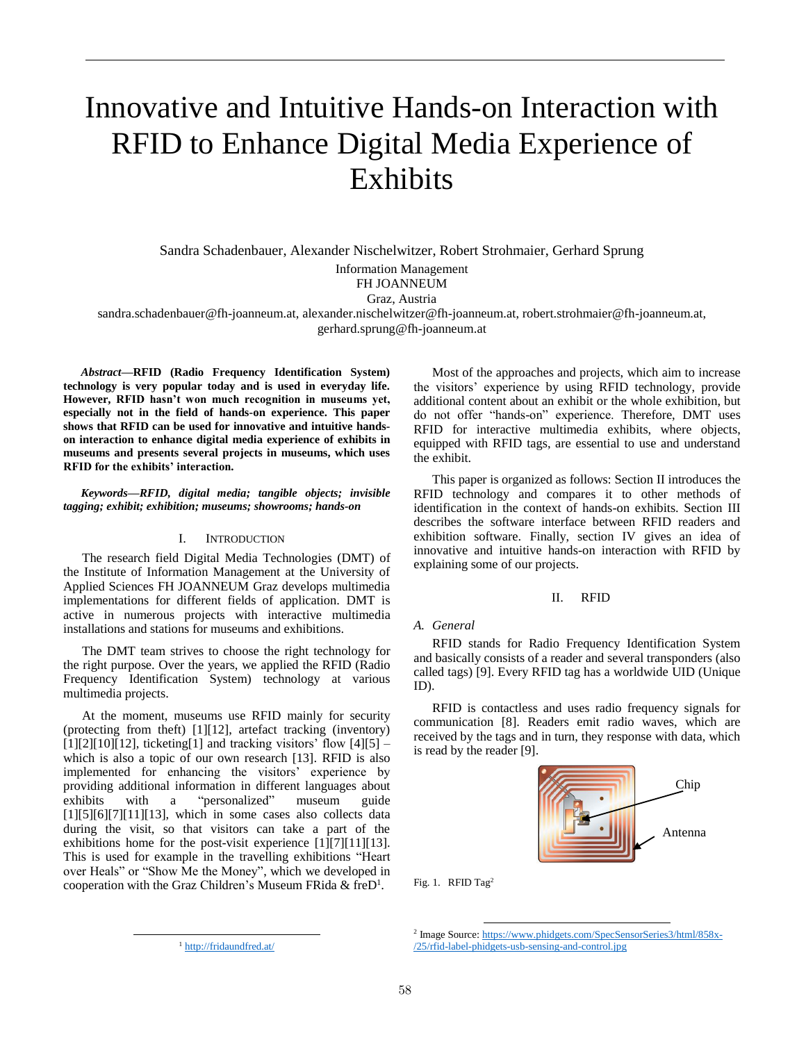# Innovative and Intuitive Hands-on Interaction with RFID to Enhance Digital Media Experience of Exhibits

Sandra Schadenbauer, Alexander Nischelwitzer, Robert Strohmaier, Gerhard Sprung

Information Management
FH JOANNEUM
Graz, Austria

sandra.schadenbauer@fh-joanneum.at, alexander.nischelwitzer@fh-joanneum.at, robert.strohmaier@fh-joanneum.at, gerhard.sprung@fh-joanneum.at

***Abstract*—RFID (Radio Frequency Identification System) technology is very popular today and is used in everyday life. However, RFID hasn't won much recognition in museums yet, especially not in the field of hands-on experience. This paper shows that RFID can be used for innovative and intuitive hands-on interaction to enhance digital media experience of exhibits in museums and presents several projects in museums, which uses RFID for the exhibits' interaction.**

***Keywords*—*RFID, digital media; tangible objects; invisible tagging; exhibit; exhibition; museums; showrooms; hands-on***

## I. Introduction

The research field Digital Media Technologies (DMT) of the Institute of Information Management at the University of Applied Sciences FH JOANNEUM Graz develops multimedia implementations for different fields of application. DMT is active in numerous projects with interactive multimedia installations and stations for museums and exhibitions.

The DMT team strives to choose the right technology for the right purpose. Over the years, we applied the RFID (Radio Frequency Identification System) technology at various multimedia projects.

At the moment, museums use RFID mainly for security (protecting from theft) [1][12], artefact tracking (inventory) [1][2][10][12], ticketing[1] and tracking visitors' flow [4][5] – which is also a topic of our own research [13]. RFID is also implemented for enhancing the visitors' experience by providing additional information in different languages about exhibits with a "personalized" museum guide [1][5][6][7][11][13], which in some cases also collects data during the visit, so that visitors can take a part of the exhibitions home for the post-visit experience [1][7][11][13]. This is used for example in the travelling exhibitions "Heart over Heals" or "Show Me the Money", which we developed in cooperation with the Graz Children's Museum FRida & freD[1].

Most of the approaches and projects, which aim to increase the visitors' experience by using RFID technology, provide additional content about an exhibit or the whole exhibition, but do not offer "hands-on" experience. Therefore, DMT uses RFID for interactive multimedia exhibits, where objects, equipped with RFID tags, are essential to use and understand the exhibit.

This paper is organized as follows: Section II introduces the RFID technology and compares it to other methods of identification in the context of hands-on exhibits. Section III describes the software interface between RFID readers and exhibition software. Finally, section IV gives an idea of innovative and intuitive hands-on interaction with RFID by explaining some of our projects.

## II. RFID

### A. General

RFID stands for Radio Frequency Identification System and basically consists of a reader and several transponders (also called tags) [9]. Every RFID tag has a worldwide UID (Unique ID).

RFID is contactless and uses radio frequency signals for communication [8]. Readers emit radio waves, which are received by the tags and in turn, they response with data, which is read by the reader [9].

Chip

Antenna

Fig. 1. RFID Tag[2]

[1] http://fridaundfred.at/

[2] Image Source: https://www.phidgets.com/SpecSensorSeries3/html/858x-/25/rfid-label-phidgets-usb-sensing-and-control.jpg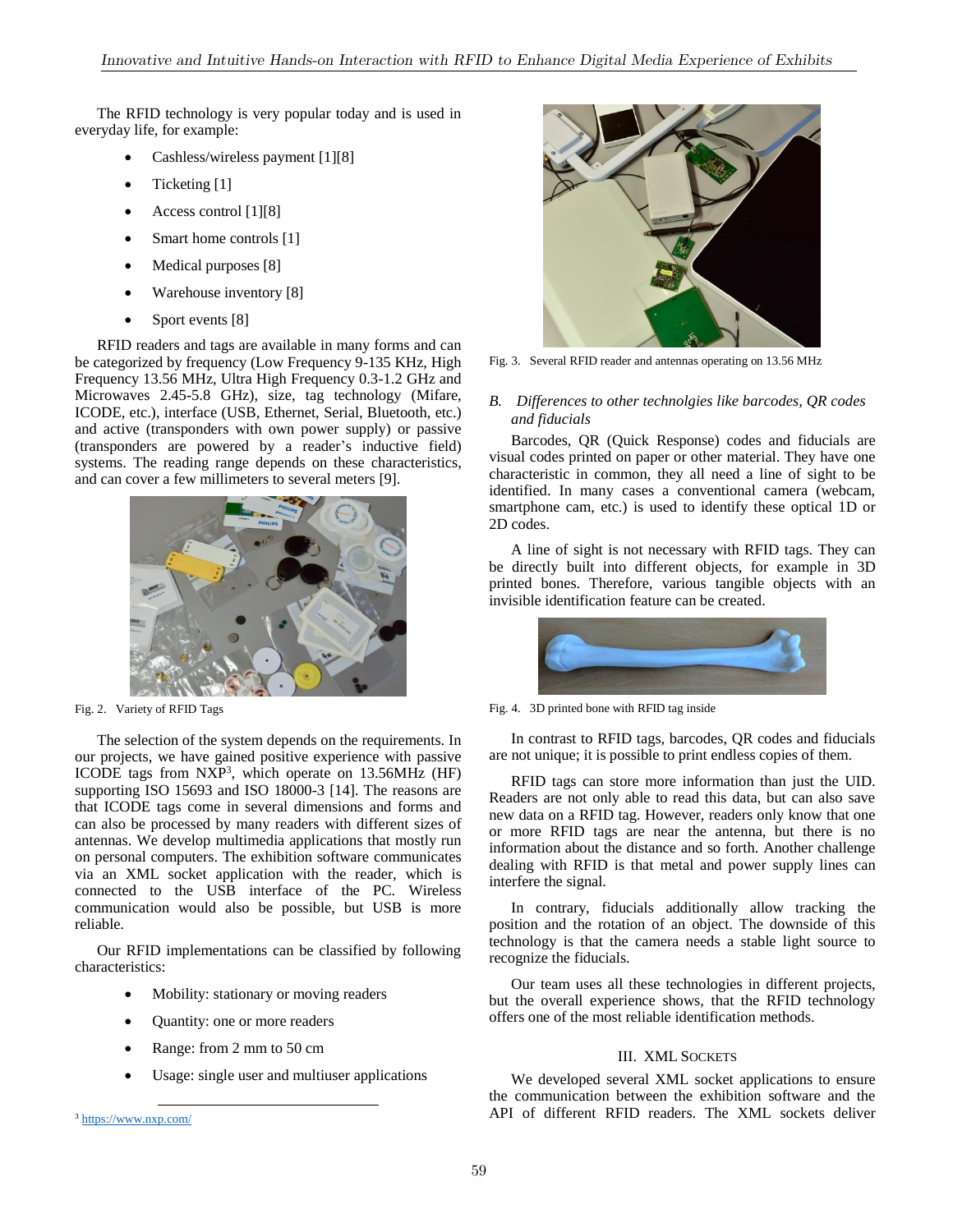The RFID technology is very popular today and is used in everyday life, for example:

- Cashless/wireless payment [1][8]
- Ticketing [1]
- Access control [1][8]
- Smart home controls [1]
- Medical purposes [8]
- Warehouse inventory [8]
- Sport events [8]

RFID readers and tags are available in many forms and can be categorized by frequency (Low Frequency 9-135 KHz, High Frequency 13.56 MHz, Ultra High Frequency 0.3-1.2 GHz and Microwaves 2.45-5.8 GHz), size, tag technology (Mifare, ICODE, etc.), interface (USB, Ethernet, Serial, Bluetooth, etc.) and active (transponders with own power supply) or passive (transponders are powered by a reader's inductive field) systems. The reading range depends on these characteristics, and can cover a few millimeters to several meters [9].

Fig. 2. Variety of RFID Tags

The selection of the system depends on the requirements. In our projects, we have gained positive experience with passive ICODE tags from NXP[3], which operate on 13.56MHz (HF) supporting ISO 15693 and ISO 18000-3 [14]. The reasons are that ICODE tags come in several dimensions and forms and can also be processed by many readers with different sizes of antennas. We develop multimedia applications that mostly run on personal computers. The exhibition software communicates via an XML socket application with the reader, which is connected to the USB interface of the PC. Wireless communication would also be possible, but USB is more reliable.

Our RFID implementations can be classified by following characteristics:

- Mobility: stationary or moving readers
- Quantity: one or more readers
- Range: from 2 mm to 50 cm
- Usage: single user and multiuser applications

[3] https://www.nxp.com/

Fig. 3. Several RFID reader and antennas operating on 13.56 MHz

### B. Differences to other technolgies like barcodes, QR codes and fiducials

Barcodes, QR (Quick Response) codes and fiducials are visual codes printed on paper or other material. They have one characteristic in common, they all need a line of sight to be identified. In many cases a conventional camera (webcam, smartphone cam, etc.) is used to identify these optical 1D or 2D codes.

A line of sight is not necessary with RFID tags. They can be directly built into different objects, for example in 3D printed bones. Therefore, various tangible objects with an invisible identification feature can be created.

Fig. 4. 3D printed bone with RFID tag inside

In contrast to RFID tags, barcodes, QR codes and fiducials are not unique; it is possible to print endless copies of them.

RFID tags can store more information than just the UID. Readers are not only able to read this data, but can also save new data on a RFID tag. However, readers only know that one or more RFID tags are near the antenna, but there is no information about the distance and so forth. Another challenge dealing with RFID is that metal and power supply lines can interfere the signal.

In contrary, fiducials additionally allow tracking the position and the rotation of an object. The downside of this technology is that the camera needs a stable light source to recognize the fiducials.

Our team uses all these technologies in different projects, but the overall experience shows, that the RFID technology offers one of the most reliable identification methods.

## III. XML Sockets

We developed several XML socket applications to ensure the communication between the exhibition software and the API of different RFID readers. The XML sockets deliver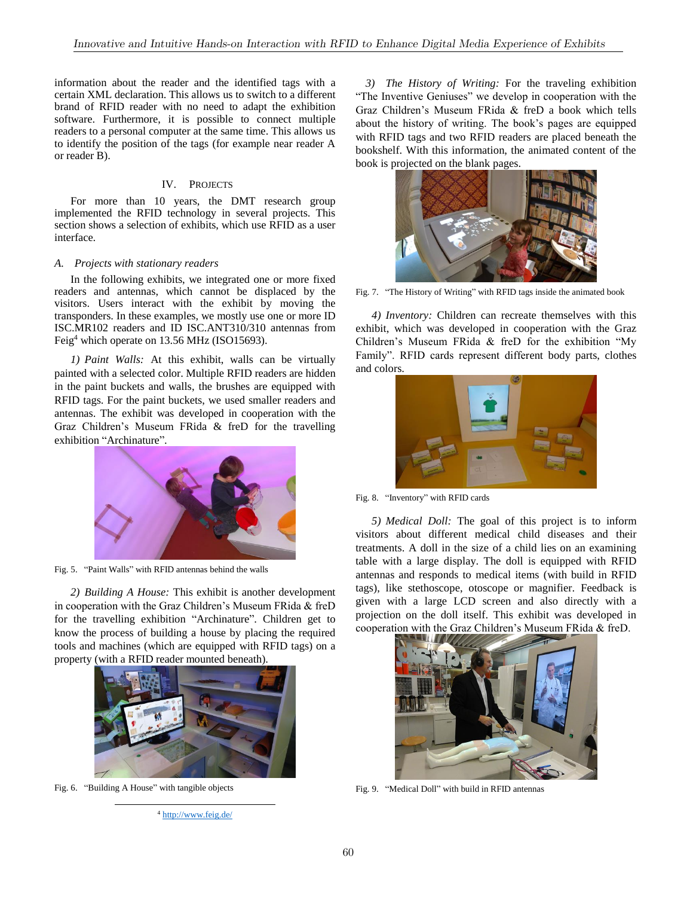information about the reader and the identified tags with a certain XML declaration. This allows us to switch to a different brand of RFID reader with no need to adapt the exhibition software. Furthermore, it is possible to connect multiple readers to a personal computer at the same time. This allows us to identify the position of the tags (for example near reader A or reader B).

## IV. Projects

For more than 10 years, the DMT research group implemented the RFID technology in several projects. This section shows a selection of exhibits, which use RFID as a user interface.

### *A. Projects with stationary readers*

In the following exhibits, we integrated one or more fixed readers and antennas, which cannot be displaced by the visitors. Users interact with the exhibit by moving the transponders. In these examples, we mostly use one or more ID ISC.MR102 readers and ID ISC.ANT310/310 antennas from Feig[4] which operate on 13.56 MHz (ISO15693).

*1) Paint Walls:* At this exhibit, walls can be virtually painted with a selected color. Multiple RFID readers are hidden in the paint buckets and walls, the brushes are equipped with RFID tags. For the paint buckets, we used smaller readers and antennas. The exhibit was developed in cooperation with the Graz Children's Museum FRida & freD for the travelling exhibition "Archinature".

Fig. 5. "Paint Walls" with RFID antennas behind the walls

*2) Building A House:* This exhibit is another development in cooperation with the Graz Children's Museum FRida & freD for the travelling exhibition "Archinature". Children get to know the process of building a house by placing the required tools and machines (which are equipped with RFID tags) on a property (with a RFID reader mounted beneath).

Fig. 6. "Building A House" with tangible objects

[4] http://www.feig.de/

*3) The History of Writing:* For the traveling exhibition "The Inventive Geniuses" we develop in cooperation with the Graz Children's Museum FRida & freD a book which tells about the history of writing. The book's pages are equipped with RFID tags and two RFID readers are placed beneath the bookshelf. With this information, the animated content of the book is projected on the blank pages.

Fig. 7. "The History of Writing" with RFID tags inside the animated book

*4) Inventory:* Children can recreate themselves with this exhibit, which was developed in cooperation with the Graz Children's Museum FRida & freD for the exhibition "My Family". RFID cards represent different body parts, clothes and colors.

Fig. 8. "Inventory" with RFID cards

*5) Medical Doll:* The goal of this project is to inform visitors about different medical child diseases and their treatments. A doll in the size of a child lies on an examining table with a large display. The doll is equipped with RFID antennas and responds to medical items (with build in RFID tags), like stethoscope, otoscope or magnifier. Feedback is given with a large LCD screen and also directly with a projection on the doll itself. This exhibit was developed in cooperation with the Graz Children's Museum FRida & freD.

Fig. 9. "Medical Doll" with build in RFID antennas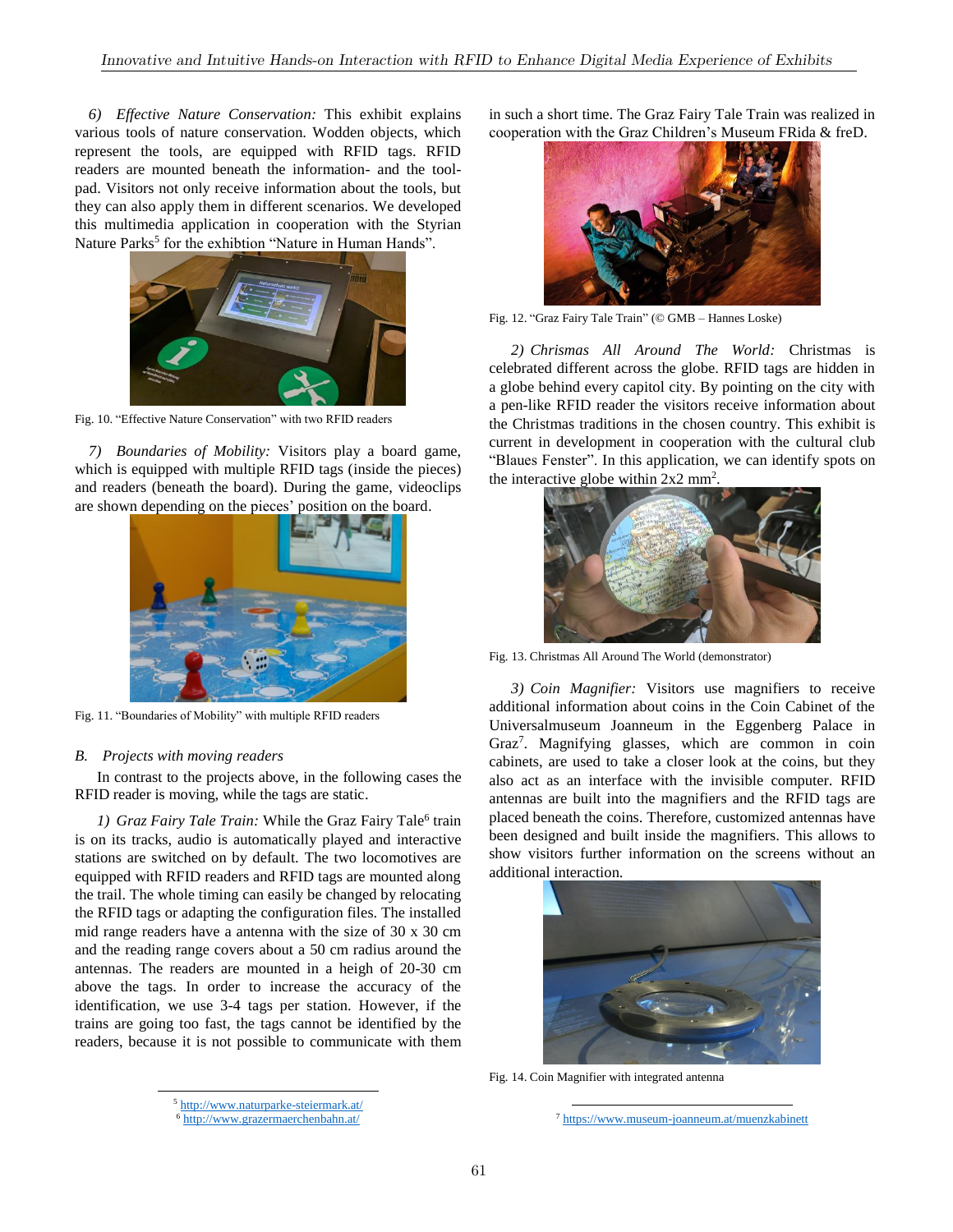*6) Effective Nature Conservation:* This exhibit explains various tools of nature conservation. Wodden objects, which represent the tools, are equipped with RFID tags. RFID readers are mounted beneath the information- and the tool-pad. Visitors not only receive information about the tools, but they can also apply them in different scenarios. We developed this multimedia application in cooperation with the Styrian Nature Parks[5] for the exhibtion “Nature in Human Hands”.

Fig. 10. “Effective Nature Conservation” with two RFID readers

*7) Boundaries of Mobility:* Visitors play a board game, which is equipped with multiple RFID tags (inside the pieces) and readers (beneath the board). During the game, videoclips are shown depending on the pieces’ position on the board.

Fig. 11. “Boundaries of Mobility” with multiple RFID readers

### B. Projects with moving readers

In contrast to the projects above, in the following cases the RFID reader is moving, while the tags are static.

*1) Graz Fairy Tale Train:* While the Graz Fairy Tale[6] train is on its tracks, audio is automatically played and interactive stations are switched on by default. The two locomotives are equipped with RFID readers and RFID tags are mounted along the trail. The whole timing can easily be changed by relocating the RFID tags or adapting the configuration files. The installed mid range readers have a antenna with the size of 30 x 30 cm and the reading range covers about a 50 cm radius around the antennas. The readers are mounted in a heigh of 20-30 cm above the tags. In order to increase the accuracy of the identification, we use 3-4 tags per station. However, if the trains are going too fast, the tags cannot be identified by the readers, because it is not possible to communicate with them in such a short time. The Graz Fairy Tale Train was realized in cooperation with the Graz Children’s Museum FRida & freD.

Fig. 12. “Graz Fairy Tale Train” (© GMB – Hannes Loske)

*2) Chrismas All Around The World:* Christmas is celebrated different across the globe. RFID tags are hidden in a globe behind every capitol city. By pointing on the city with a pen-like RFID reader the visitors receive information about the Christmas traditions in the chosen country. This exhibit is current in development in cooperation with the cultural club “Blaues Fenster”. In this application, we can identify spots on the interactive globe within 2x2 $mm^2$.

Fig. 13. Christmas All Around The World (demonstrator)

*3) Coin Magnifier:* Visitors use magnifiers to receive additional information about coins in the Coin Cabinet of the Universalmuseum Joanneum in the Eggenberg Palace in Graz[7]. Magnifying glasses, which are common in coin cabinets, are used to take a closer look at the coins, but they also act as an interface with the invisible computer. RFID antennas are built into the magnifiers and the RFID tags are placed beneath the coins. Therefore, customized antennas have been designed and built inside the magnifiers. This allows to show visitors further information on the screens without an additional interaction.

Fig. 14. Coin Magnifier with integrated antenna

[5] http://www.naturparke-steiermark.at/
[6] http://www.grazermaerchenbahn.at/
[7] https://www.museum-joanneum.at/muenzkabinett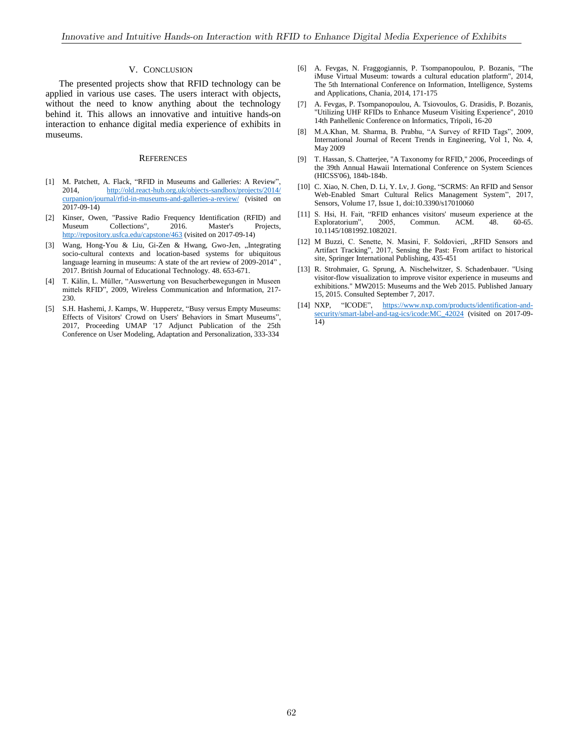## V. Conclusion

The presented projects show that RFID technology can be applied in various use cases. The users interact with objects, without the need to know anything about the technology behind it. This allows an innovative and intuitive hands-on interaction to enhance digital media experience of exhibits in museums.

## References

[1] M. Patchett, A. Flack, "RFID in Museums and Galleries: A Review", 2014, http://old.react-hub.org.uk/objects-sandbox/projects/2014/curpanion/journal/rfid-in-museums-and-galleries-a-review/ (visited on 2017-09-14)

[2] Kinser, Owen, "Passive Radio Frequency Identification (RFID) and Museum Collections", 2016. Master's Projects, http://repository.usfca.edu/capstone/463 (visited on 2017-09-14)

[3] Wang, Hong-You & Liu, Gi-Zen & Hwang, Gwo-Jen, „Integrating socio-cultural contexts and location-based systems for ubiquitous language learning in museums: A state of the art review of 2009-2014" , 2017. British Journal of Educational Technology. 48. 653-671.

[4] T. Kälin, L. Müller, "Auswertung von Besucherbewegungen in Museen mittels RFID", 2009, Wireless Communication and Information, 217-230.

[5] S.H. Hashemi, J. Kamps, W. Hupperetz, "Busy versus Empty Museums: Effects of Visitors' Crowd on Users' Behaviors in Smart Museums", 2017, Proceeding UMAP '17 Adjunct Publication of the 25th Conference on User Modeling, Adaptation and Personalization, 333-334

[6] A. Fevgas, N. Fraggogiannis, P. Tsompanopoulou, P. Bozanis, "The iMuse Virtual Museum: towards a cultural education platform", 2014, The 5th International Conference on Information, Intelligence, Systems and Applications, Chania, 2014, 171-175

[7] A. Fevgas, P. Tsompanopoulou, A. Tsiovoulos, G. Drasidis, P. Bozanis, "Utilizing UHF RFIDs to Enhance Museum Visiting Experience", 2010 14th Panhellenic Conference on Informatics, Tripoli, 16-20

[8] M.A.Khan, M. Sharma, B. Prabhu, "A Survey of RFID Tags", 2009, International Journal of Recent Trends in Engineering, Vol 1, No. 4, May 2009

[9] T. Hassan, S. Chatterjee, "A Taxonomy for RFID," 2006, Proceedings of the 39th Annual Hawaii International Conference on System Sciences (HICSS'06), 184b-184b.

[10] C. Xiao, N. Chen, D. Li, Y. Lv, J. Gong, "SCRMS: An RFID and Sensor Web-Enabled Smart Cultural Relics Management System", 2017, Sensors, Volume 17, Issue 1, doi:10.3390/s17010060

[11] S. Hsi, H. Fait, "RFID enhances visitors' museum experience at the Exploratorium", 2005, Commun. ACM. 48. 60-65. 10.1145/1081992.1082021.

[12] M Buzzi, C. Senette, N. Masini, F. Soldovieri, „RFID Sensors and Artifact Tracking", 2017, Sensing the Past: From artifact to historical site, Springer International Publishing, 435-451

[13] R. Strohmaier, G. Sprung, A. Nischelwitzer, S. Schadenbauer. "Using visitor-flow visualization to improve visitor experience in museums and exhibitions." MW2015: Museums and the Web 2015. Published January 15, 2015. Consulted September 7, 2017.

[14] NXP, "ICODE", https://www.nxp.com/products/identification-and-security/smart-label-and-tag-ics/icode:MC_42024 (visited on 2017-09-14)